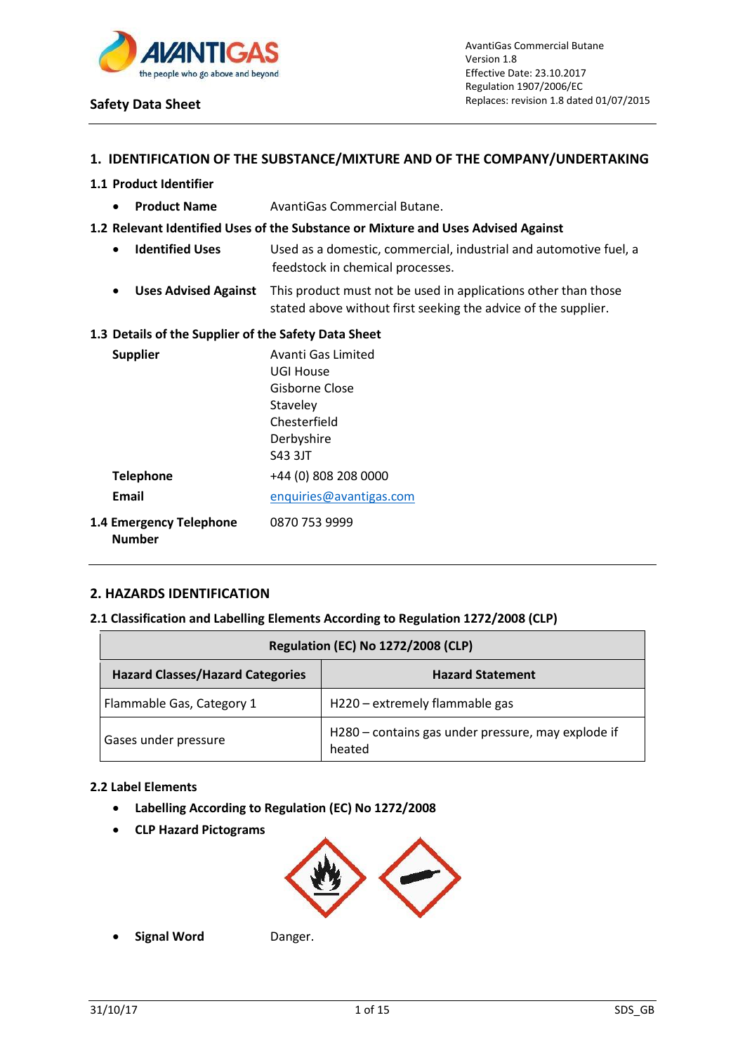Safety Data Sheet

AntiGas Commercial Butane
Version 1.8
Effective Date: 23.10.2017
Regulation 1907/2006/EC
Replaces: revision 1.8 dated 01/07/2015

## 1. IDENTIFICATION OF THE SUBSTANCE/MIXTURE AND OF THE COMPANY/UNDERTAKING

### 1.1 Product Identifier

- **Product Name** AvantiGas Commercial Butane.

### 1.2 Relevant Identified Uses of the Substance or Mixture and Uses Advised Against

- **Identified Uses** Used as a domestic, commercial, industrial and automotive fuel, a feedstock in chemical processes.
- **Uses Advised Against** This product must not be used in applications other than those stated above without first seeking the advice of the supplier.

### 1.3 Details of the Supplier of the Safety Data Sheet

**Supplier**
Avanti Gas Limited
UGI House
Gisborne Close
Staveley
Chesterfield
Derbyshire
S43 3JT

**Telephone** +44 (0) 808 208 0000

**Email** enquiries@avantigas.com

### 1.4 Emergency Telephone Number

0870 753 9999

## 2. HAZARDS IDENTIFICATION

### 2.1 Classification and Labelling Elements According to Regulation 1272/2008 (CLP)

| Regulation (EC) No 1272/2008 (CLP) | |
|---|---|
| **Hazard Classes/Hazard Categories** | **Hazard Statement** |
| Flammable Gas, Category 1 | H220 – extremely flammable gas |
| Gases under pressure | H280 – contains gas under pressure, may explode if heated |

### 2.2 Label Elements

- **Labelling According to Regulation (EC) No 1272/2008**
- **CLP Hazard Pictograms**
- **Signal Word** Danger.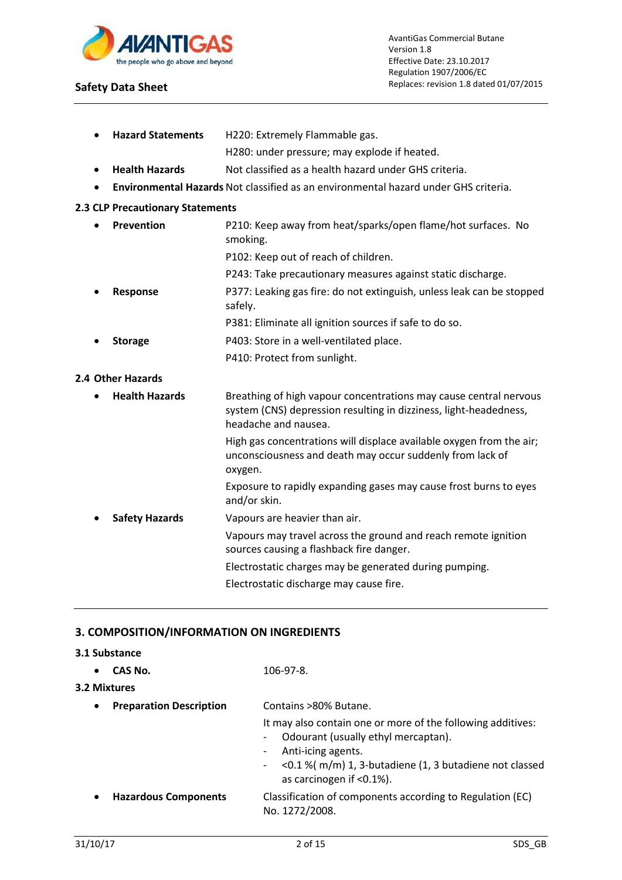- **Hazard Statements** H220: Extremely Flammable gas.

  H280: under pressure; may explode if heated.
- **Health Hazards** Not classified as a health hazard under GHS criteria.
- **Environmental Hazards** Not classified as an environmental hazard under GHS criteria.

### 2.3 CLP Precautionary Statements

- **Prevention** P210: Keep away from heat/sparks/open flame/hot surfaces. No smoking.

  P102: Keep out of reach of children.

  P243: Take precautionary measures against static discharge.
- **Response** P377: Leaking gas fire: do not extinguish, unless leak can be stopped safely.

  P381: Eliminate all ignition sources if safe to do so.
- **Storage** P403: Store in a well-ventilated place.

  P410: Protect from sunlight.

### 2.4 Other Hazards

- **Health Hazards** Breathing of high vapour concentrations may cause central nervous system (CNS) depression resulting in dizziness, light-headedness, headache and nausea.

  High gas concentrations will displace available oxygen from the air; unconsciousness and death may occur suddenly from lack of oxygen.

  Exposure to rapidly expanding gases may cause frost burns to eyes and/or skin.
- **Safety Hazards** Vapours are heavier than air.

  Vapours may travel across the ground and reach remote ignition sources causing a flashback fire danger.

  Electrostatic charges may be generated during pumping.

  Electrostatic discharge may cause fire.

## 3. COMPOSITION/INFORMATION ON INGREDIENTS

### 3.1 Substance

- **CAS No.** 106-97-8.

### 3.2 Mixtures

- **Preparation Description** Contains >80% Butane.

  It may also contain one or more of the following additives:
  - Odourant (usually ethyl mercaptan).
  - Anti-icing agents.
  - <0.1 %( m/m) 1, 3-butadiene (1, 3 butadiene not classed as carcinogen if <0.1%).
- **Hazardous Components** Classification of components according to Regulation (EC) No. 1272/2008.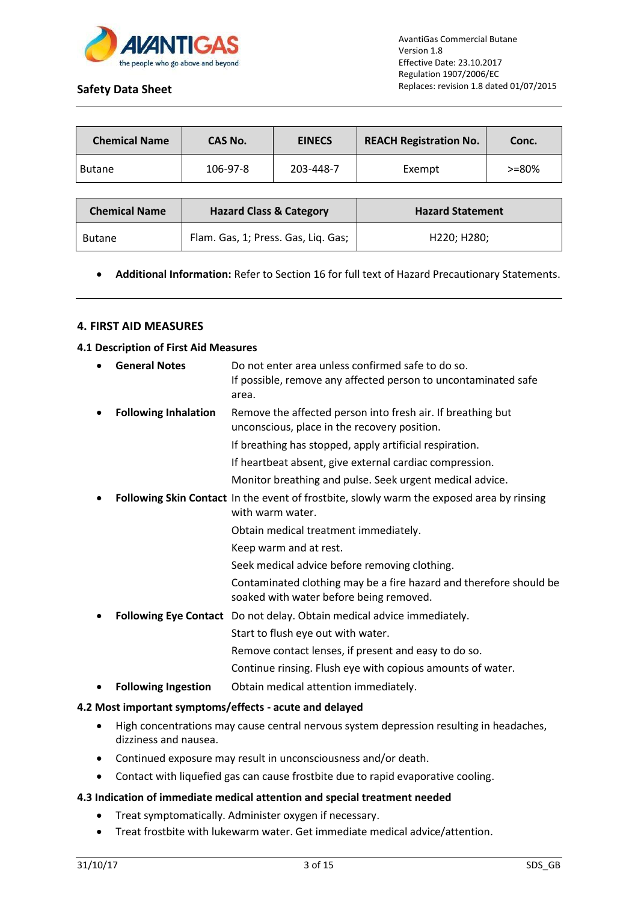| Chemical Name | CAS No. | EINECS | REACH Registration No. | Conc. |
| --- | --- | --- | --- | --- |
| Butane | 106-97-8 | 203-448-7 | Exempt | >=80% |

| Chemical Name | Hazard Class & Category | Hazard Statement |
| --- | --- | --- |
| Butane | Flam. Gas, 1; Press. Gas, Liq. Gas; | H220; H280; |

- **Additional Information:** Refer to Section 16 for full text of Hazard Precautionary Statements.

## 4. FIRST AID MEASURES

### 4.1 Description of First Aid Measures

- **General Notes** Do not enter area unless confirmed safe to do so.
  If possible, remove any affected person to uncontaminated safe area.
- **Following Inhalation** Remove the affected person into fresh air. If breathing but unconscious, place in the recovery position.
  If breathing has stopped, apply artificial respiration.
  If heartbeat absent, give external cardiac compression.
  Monitor breathing and pulse. Seek urgent medical advice.
- **Following Skin Contact** In the event of frostbite, slowly warm the exposed area by rinsing with warm water.
  Obtain medical treatment immediately.
  Keep warm and at rest.
  Seek medical advice before removing clothing.
  Contaminated clothing may be a fire hazard and therefore should be soaked with water before being removed.
- **Following Eye Contact** Do not delay. Obtain medical advice immediately.
  Start to flush eye out with water.
  Remove contact lenses, if present and easy to do so.
  Continue rinsing. Flush eye with copious amounts of water.
- **Following Ingestion** Obtain medical attention immediately.

### 4.2 Most important symptoms/effects - acute and delayed

- High concentrations may cause central nervous system depression resulting in headaches, dizziness and nausea.
- Continued exposure may result in unconsciousness and/or death.
- Contact with liquefied gas can cause frostbite due to rapid evaporative cooling.

### 4.3 Indication of immediate medical attention and special treatment needed

- Treat symptomatically. Administer oxygen if necessary.
- Treat frostbite with lukewarm water. Get immediate medical advice/attention.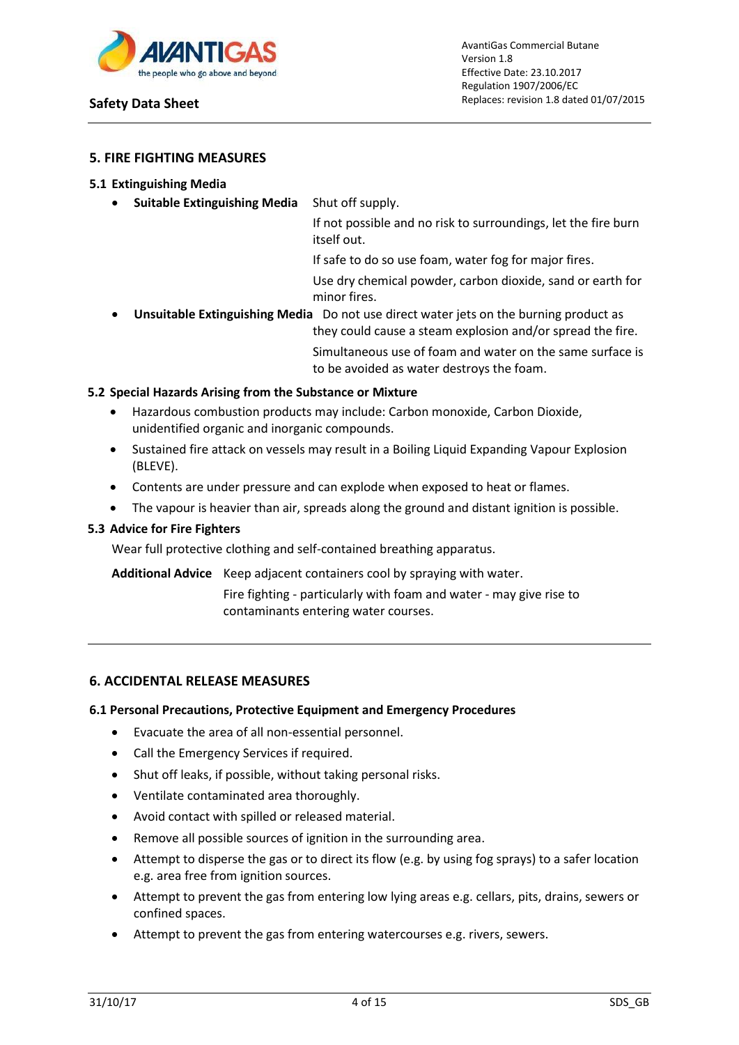## 5. FIRE FIGHTING MEASURES

### 5.1 Extinguishing Media

- **Suitable Extinguishing Media** Shut off supply.

  If not possible and no risk to surroundings, let the fire burn itself out.

  If safe to do so use foam, water fog for major fires.

  Use dry chemical powder, carbon dioxide, sand or earth for minor fires.

- **Unsuitable Extinguishing Media** Do not use direct water jets on the burning product as they could cause a steam explosion and/or spread the fire.

  Simultaneous use of foam and water on the same surface is to be avoided as water destroys the foam.

### 5.2 Special Hazards Arising from the Substance or Mixture

- Hazardous combustion products may include: Carbon monoxide, Carbon Dioxide, unidentified organic and inorganic compounds.
- Sustained fire attack on vessels may result in a Boiling Liquid Expanding Vapour Explosion (BLEVE).
- Contents are under pressure and can explode when exposed to heat or flames.
- The vapour is heavier than air, spreads along the ground and distant ignition is possible.

### 5.3 Advice for Fire Fighters

Wear full protective clothing and self-contained breathing apparatus.

**Additional Advice** Keep adjacent containers cool by spraying with water.

Fire fighting - particularly with foam and water - may give rise to contaminants entering water courses.

## 6. ACCIDENTAL RELEASE MEASURES

### 6.1 Personal Precautions, Protective Equipment and Emergency Procedures

- Evacuate the area of all non-essential personnel.
- Call the Emergency Services if required.
- Shut off leaks, if possible, without taking personal risks.
- Ventilate contaminated area thoroughly.
- Avoid contact with spilled or released material.
- Remove all possible sources of ignition in the surrounding area.
- Attempt to disperse the gas or to direct its flow (e.g. by using fog sprays) to a safer location e.g. area free from ignition sources.
- Attempt to prevent the gas from entering low lying areas e.g. cellars, pits, drains, sewers or confined spaces.
- Attempt to prevent the gas from entering watercourses e.g. rivers, sewers.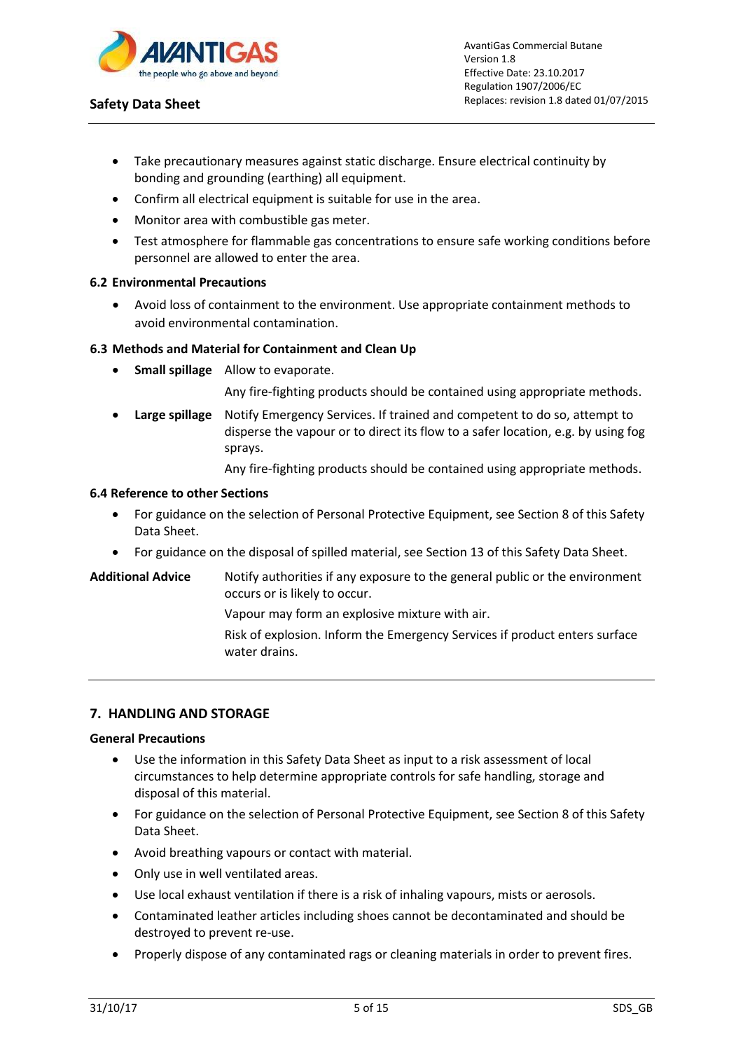- Take precautionary measures against static discharge. Ensure electrical continuity by bonding and grounding (earthing) all equipment.
- Confirm all electrical equipment is suitable for use in the area.
- Monitor area with combustible gas meter.
- Test atmosphere for flammable gas concentrations to ensure safe working conditions before personnel are allowed to enter the area.

### 6.2 Environmental Precautions

- Avoid loss of containment to the environment. Use appropriate containment methods to avoid environmental contamination.

### 6.3 Methods and Material for Containment and Clean Up

- **Small spillage** Allow to evaporate.

  Any fire-fighting products should be contained using appropriate methods.

- **Large spillage** Notify Emergency Services. If trained and competent to do so, attempt to disperse the vapour or to direct its flow to a safer location, e.g. by using fog sprays.

  Any fire-fighting products should be contained using appropriate methods.

### 6.4 Reference to other Sections

- For guidance on the selection of Personal Protective Equipment, see Section 8 of this Safety Data Sheet.
- For guidance on the disposal of spilled material, see Section 13 of this Safety Data Sheet.

**Additional Advice** Notify authorities if any exposure to the general public or the environment occurs or is likely to occur.

Vapour may form an explosive mixture with air.

Risk of explosion. Inform the Emergency Services if product enters surface water drains.

## 7. HANDLING AND STORAGE

**General Precautions**

- Use the information in this Safety Data Sheet as input to a risk assessment of local circumstances to help determine appropriate controls for safe handling, storage and disposal of this material.
- For guidance on the selection of Personal Protective Equipment, see Section 8 of this Safety Data Sheet.
- Avoid breathing vapours or contact with material.
- Only use in well ventilated areas.
- Use local exhaust ventilation if there is a risk of inhaling vapours, mists or aerosols.
- Contaminated leather articles including shoes cannot be decontaminated and should be destroyed to prevent re-use.
- Properly dispose of any contaminated rags or cleaning materials in order to prevent fires.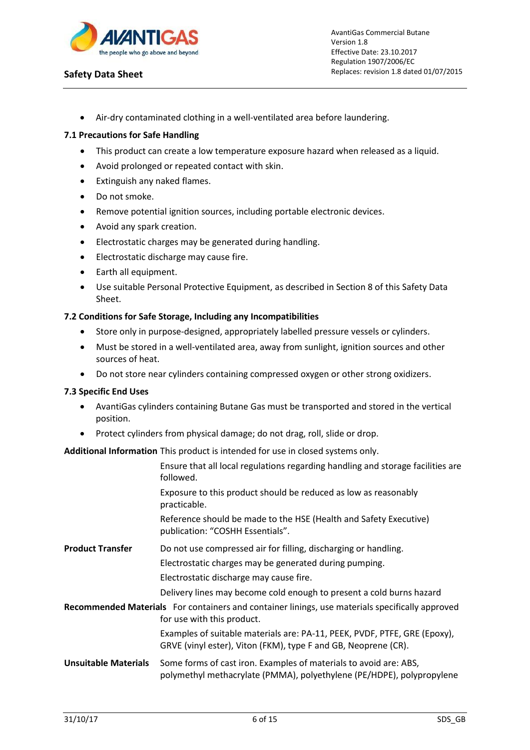- Air-dry contaminated clothing in a well-ventilated area before laundering.

### 7.1 Precautions for Safe Handling

- This product can create a low temperature exposure hazard when released as a liquid.
- Avoid prolonged or repeated contact with skin.
- Extinguish any naked flames.
- Do not smoke.
- Remove potential ignition sources, including portable electronic devices.
- Avoid any spark creation.
- Electrostatic charges may be generated during handling.
- Electrostatic discharge may cause fire.
- Earth all equipment.
- Use suitable Personal Protective Equipment, as described in Section 8 of this Safety Data Sheet.

### 7.2 Conditions for Safe Storage, Including any Incompatibilities

- Store only in purpose-designed, appropriately labelled pressure vessels or cylinders.
- Must be stored in a well-ventilated area, away from sunlight, ignition sources and other sources of heat.
- Do not store near cylinders containing compressed oxygen or other strong oxidizers.

### 7.3 Specific End Uses

- AvantiGas cylinders containing Butane Gas must be transported and stored in the vertical position.
- Protect cylinders from physical damage; do not drag, roll, slide or drop.

**Additional Information** This product is intended for use in closed systems only.

Ensure that all local regulations regarding handling and storage facilities are followed.

Exposure to this product should be reduced as low as reasonably practicable.

Reference should be made to the HSE (Health and Safety Executive) publication: "COSHH Essentials".

**Product Transfer** Do not use compressed air for filling, discharging or handling.

Electrostatic charges may be generated during pumping.

Electrostatic discharge may cause fire.

Delivery lines may become cold enough to present a cold burns hazard

**Recommended Materials** For containers and container linings, use materials specifically approved for use with this product.

Examples of suitable materials are: PA-11, PEEK, PVDF, PTFE, GRE (Epoxy), GRVE (vinyl ester), Viton (FKM), type F and GB, Neoprene (CR).

**Unsuitable Materials** Some forms of cast iron. Examples of materials to avoid are: ABS, polymethyl methacrylate (PMMA), polyethylene (PE/HDPE), polypropylene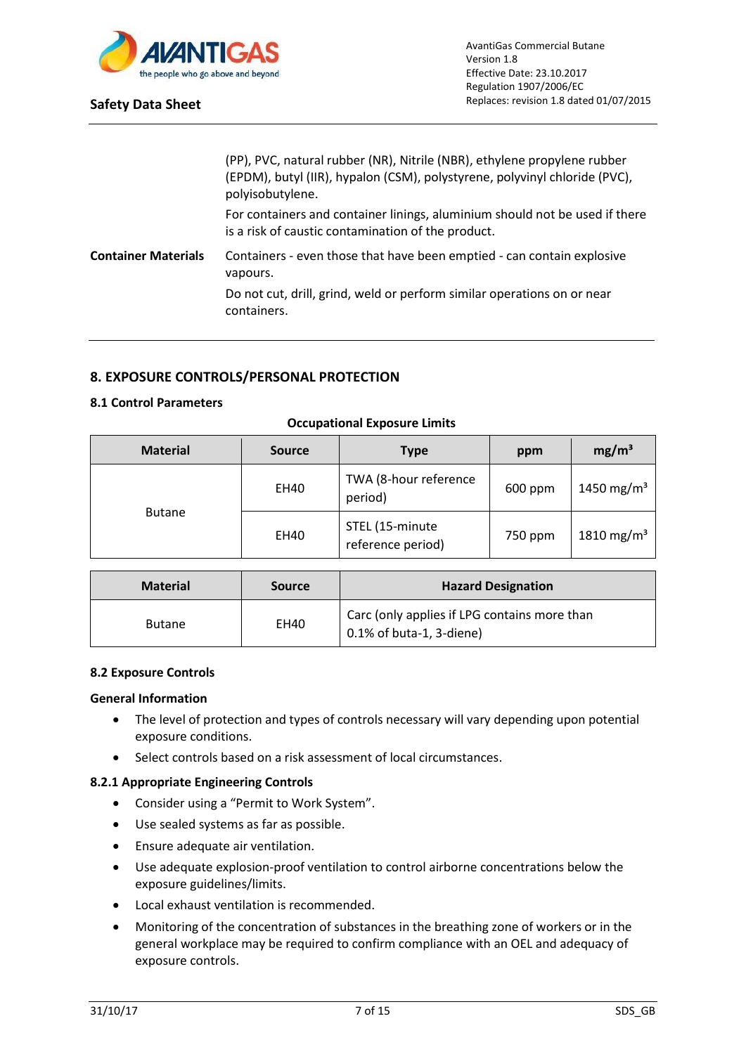(PP), PVC, natural rubber (NR), Nitrile (NBR), ethylene propylene rubber (EPDM), butyl (IIR), hypalon (CSM), polystyrene, polyvinyl chloride (PVC), polyisobutylene.

For containers and container linings, aluminium should not be used if there is a risk of caustic contamination of the product.

**Container Materials** Containers - even those that have been emptied - can contain explosive vapours.

Do not cut, drill, grind, weld or perform similar operations on or near containers.

## 8. EXPOSURE CONTROLS/PERSONAL PROTECTION

### 8.1 Control Parameters

**Occupational Exposure Limits**

| Material | Source | Type | ppm | mg/m³ |
|---|---|---|---|---|
| Butane | EH40 | TWA (8-hour reference period) | 600 ppm | 1450 mg/m³ |
| | EH40 | STEL (15-minute reference period) | 750 ppm | 1810 mg/m³ |

| Material | Source | Hazard Designation |
|---|---|---|
| Butane | EH40 | Carc (only applies if LPG contains more than 0.1% of buta-1, 3-diene) |

### 8.2 Exposure Controls

**General Information**

- The level of protection and types of controls necessary will vary depending upon potential exposure conditions.
- Select controls based on a risk assessment of local circumstances.

**8.2.1 Appropriate Engineering Controls**

- Consider using a “Permit to Work System”.
- Use sealed systems as far as possible.
- Ensure adequate air ventilation.
- Use adequate explosion-proof ventilation to control airborne concentrations below the exposure guidelines/limits.
- Local exhaust ventilation is recommended.
- Monitoring of the concentration of substances in the breathing zone of workers or in the general workplace may be required to confirm compliance with an OEL and adequacy of exposure controls.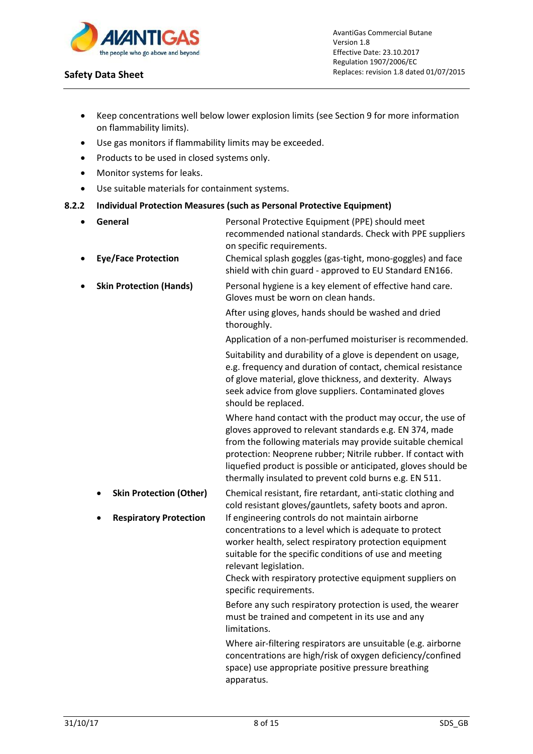- Keep concentrations well below lower explosion limits (see Section 9 for more information on flammability limits).
- Use gas monitors if flammability limits may be exceeded.
- Products to be used in closed systems only.
- Monitor systems for leaks.
- Use suitable materials for containment systems.

### 8.2.2 Individual Protection Measures (such as Personal Protective Equipment)

- **General** — Personal Protective Equipment (PPE) should meet recommended national standards. Check with PPE suppliers on specific requirements.
- **Eye/Face Protection** — Chemical splash goggles (gas-tight, mono-goggles) and face shield with chin guard - approved to EU Standard EN166.
- **Skin Protection (Hands)** — Personal hygiene is a key element of effective hand care. Gloves must be worn on clean hands.

  After using gloves, hands should be washed and dried thoroughly.

  Application of a non-perfumed moisturiser is recommended.

  Suitability and durability of a glove is dependent on usage, e.g. frequency and duration of contact, chemical resistance of glove material, glove thickness, and dexterity. Always seek advice from glove suppliers. Contaminated gloves should be replaced.

  Where hand contact with the product may occur, the use of gloves approved to relevant standards e.g. EN 374, made from the following materials may provide suitable chemical protection: Neoprene rubber; Nitrile rubber. If contact with liquefied product is possible or anticipated, gloves should be thermally insulated to prevent cold burns e.g. EN 511.
  - **Skin Protection (Other)** — Chemical resistant, fire retardant, anti-static clothing and cold resistant gloves/gauntlets, safety boots and apron.
  - **Respiratory Protection** — If engineering controls do not maintain airborne concentrations to a level which is adequate to protect worker health, select respiratory protection equipment suitable for the specific conditions of use and meeting relevant legislation.
    Check with respiratory protective equipment suppliers on specific requirements.

    Before any such respiratory protection is used, the wearer must be trained and competent in its use and any limitations.

    Where air-filtering respirators are unsuitable (e.g. airborne concentrations are high/risk of oxygen deficiency/confined space) use appropriate positive pressure breathing apparatus.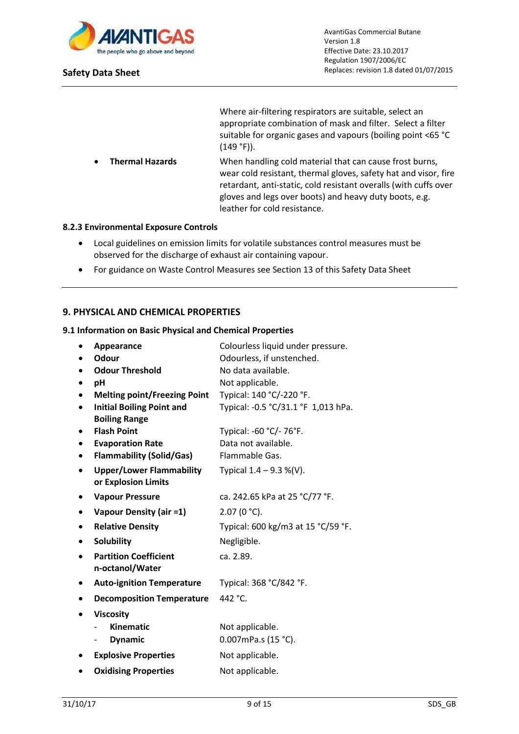Where air-filtering respirators are suitable, select an appropriate combination of mask and filter. Select a filter suitable for organic gases and vapours (boiling point <65 °C (149 °F)).

- **Thermal Hazards** — When handling cold material that can cause frost burns, wear cold resistant, thermal gloves, safety hat and visor, fire retardant, anti-static, cold resistant overalls (with cuffs over gloves and legs over boots) and heavy duty boots, e.g. leather for cold resistance.

### 8.2.3 Environmental Exposure Controls

- Local guidelines on emission limits for volatile substances control measures must be observed for the discharge of exhaust air containing vapour.
- For guidance on Waste Control Measures see Section 13 of this Safety Data Sheet

## 9. PHYSICAL AND CHEMICAL PROPERTIES

### 9.1 Information on Basic Physical and Chemical Properties

- **Appearance** — Colourless liquid under pressure.
- **Odour** — Odourless, if unstenched.
- **Odour Threshold** — No data available.
- **pH** — Not applicable.
- **Melting point/Freezing Point** — Typical: 140 °C/-220 °F.
- **Initial Boiling Point and Boiling Range** — Typical: -0.5 °C/31.1 °F 1,013 hPa.
- **Flash Point** — Typical: -60 °C/- 76°F.
- **Evaporation Rate** — Data not available.
- **Flammability (Solid/Gas)** — Flammable Gas.
- **Upper/Lower Flammability or Explosion Limits** — Typical 1.4 – 9.3 %(V).
- **Vapour Pressure** — ca. 242.65 kPa at 25 °C/77 °F.
- **Vapour Density (air =1)** — 2.07 (0 °C).
- **Relative Density** — Typical: 600 kg/m3 at 15 °C/59 °F.
- **Solubility** — Negligible.
- **Partition Coefficient n-octanol/Water** — ca. 2.89.
- **Auto-ignition Temperature** — Typical: 368 °C/842 °F.
- **Decomposition Temperature** — 442 °C.
- **Viscosity**
  - **Kinematic** — Not applicable.
  - **Dynamic** — 0.007mPa.s (15 °C).
- **Explosive Properties** — Not applicable.
- **Oxidising Properties** — Not applicable.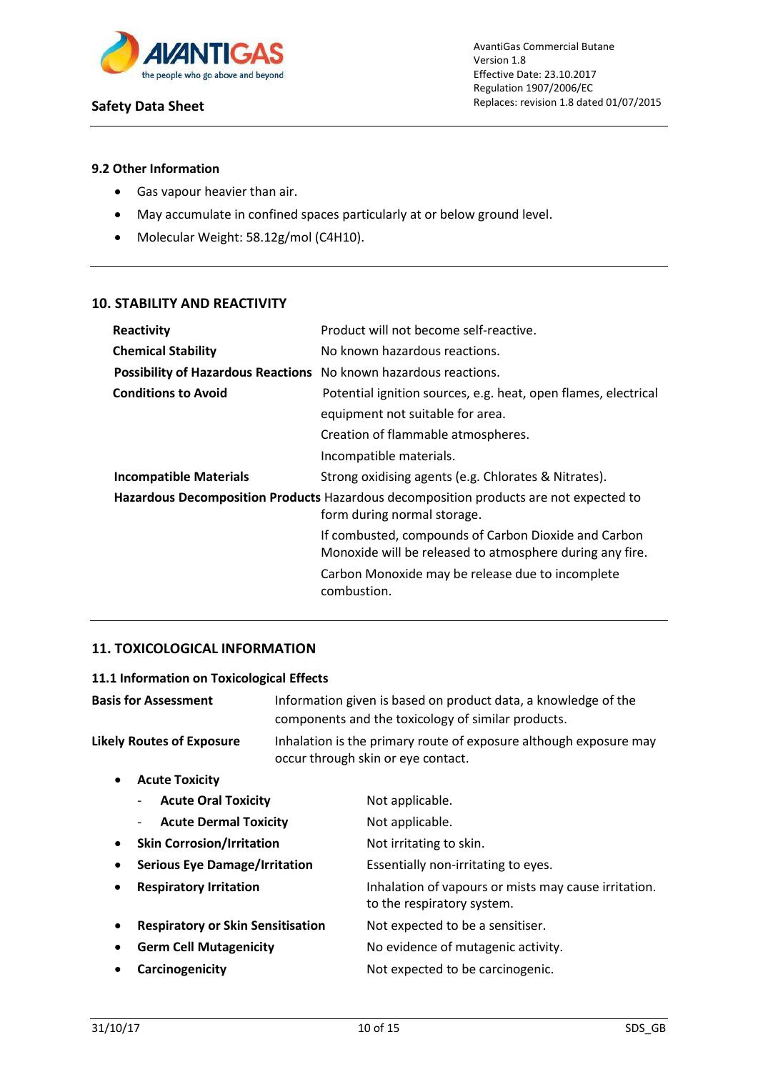### 9.2 Other Information

- Gas vapour heavier than air.
- May accumulate in confined spaces particularly at or below ground level.
- Molecular Weight: 58.12g/mol ($C_4H_{10}$).

## 10. STABILITY AND REACTIVITY

| | |
|---|---|
| **Reactivity** | Product will not become self-reactive. |
| **Chemical Stability** | No known hazardous reactions. |
| **Possibility of Hazardous Reactions** | No known hazardous reactions. |
| **Conditions to Avoid** | Potential ignition sources, e.g. heat, open flames, electrical equipment not suitable for area. |
| | Creation of flammable atmospheres. |
| | Incompatible materials. |
| **Incompatible Materials** | Strong oxidising agents (e.g. Chlorates & Nitrates). |
| **Hazardous Decomposition Products** | Hazardous decomposition products are not expected to form during normal storage. |
| | If combusted, compounds of Carbon Dioxide and Carbon Monoxide will be released to atmosphere during any fire. |
| | Carbon Monoxide may be release due to incomplete combustion. |

## 11. TOXICOLOGICAL INFORMATION

### 11.1 Information on Toxicological Effects

| | |
|---|---|
| **Basis for Assessment** | Information given is based on product data, a knowledge of the components and the toxicology of similar products. |
| **Likely Routes of Exposure** | Inhalation is the primary route of exposure although exposure may occur through skin or eye contact. |

- **Acute Toxicity**
  - **Acute Oral Toxicity** — Not applicable.
  - **Acute Dermal Toxicity** — Not applicable.
- **Skin Corrosion/Irritation** — Not irritating to skin.
- **Serious Eye Damage/Irritation** — Essentially non-irritating to eyes.
- **Respiratory Irritation** — Inhalation of vapours or mists may cause irritation. to the respiratory system.
- **Respiratory or Skin Sensitisation** — Not expected to be a sensitiser.
- **Germ Cell Mutagenicity** — No evidence of mutagenic activity.
- **Carcinogenicity** — Not expected to be carcinogenic.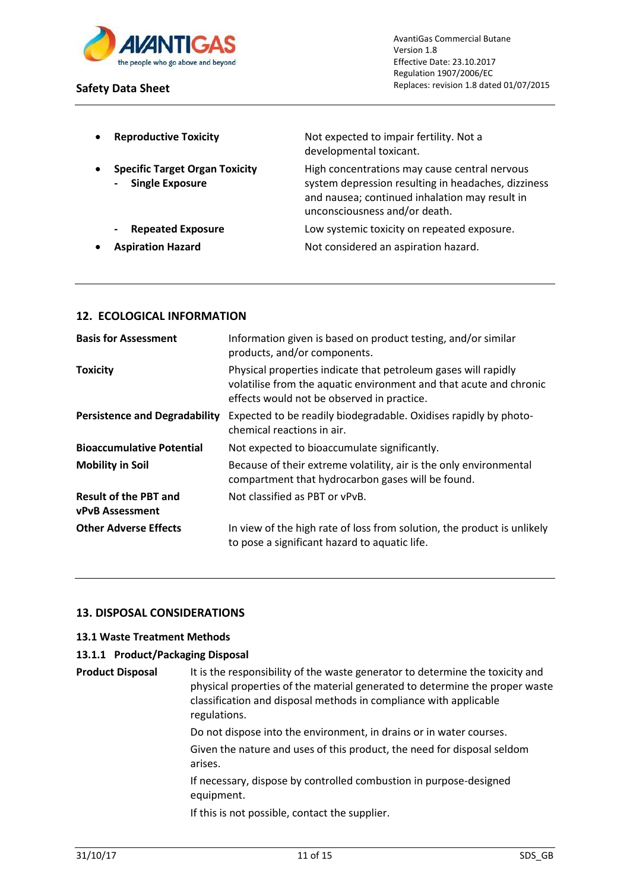- **Reproductive Toxicity** — Not expected to impair fertility. Not a developmental toxicant.
- **Specific Target Organ Toxicity**
  - **Single Exposure** — High concentrations may cause central nervous system depression resulting in headaches, dizziness and nausea; continued inhalation may result in unconsciousness and/or death.
  - **Repeated Exposure** — Low systemic toxicity on repeated exposure.
- **Aspiration Hazard** — Not considered an aspiration hazard.

## 12. ECOLOGICAL INFORMATION

| | |
|---|---|
| **Basis for Assessment** | Information given is based on product testing, and/or similar products, and/or components. |
| **Toxicity** | Physical properties indicate that petroleum gases will rapidly volatilise from the aquatic environment and that acute and chronic effects would not be observed in practice. |
| **Persistence and Degradability** | Expected to be readily biodegradable. Oxidises rapidly by photo-chemical reactions in air. |
| **Bioaccumulative Potential** | Not expected to bioaccumulate significantly. |
| **Mobility in Soil** | Because of their extreme volatility, air is the only environmental compartment that hydrocarbon gases will be found. |
| **Result of the PBT and vPvB Assessment** | Not classified as PBT or vPvB. |
| **Other Adverse Effects** | In view of the high rate of loss from solution, the product is unlikely to pose a significant hazard to aquatic life. |

## 13. DISPOSAL CONSIDERATIONS

### 13.1 Waste Treatment Methods

#### 13.1.1 Product/Packaging Disposal

**Product Disposal**

It is the responsibility of the waste generator to determine the toxicity and physical properties of the material generated to determine the proper waste classification and disposal methods in compliance with applicable regulations.

Do not dispose into the environment, in drains or in water courses.

Given the nature and uses of this product, the need for disposal seldom arises.

If necessary, dispose by controlled combustion in purpose-designed equipment.

If this is not possible, contact the supplier.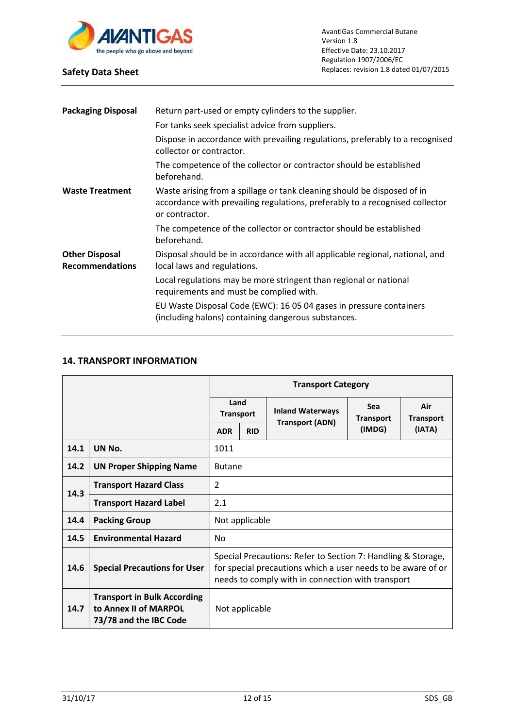| | |
|---|---|
| **Packaging Disposal** | Return part-used or empty cylinders to the supplier. |
| | For tanks seek specialist advice from suppliers. |
| | Dispose in accordance with prevailing regulations, preferably to a recognised collector or contractor. |
| | The competence of the collector or contractor should be established beforehand. |
| **Waste Treatment** | Waste arising from a spillage or tank cleaning should be disposed of in accordance with prevailing regulations, preferably to a recognised collector or contractor. |
| | The competence of the collector or contractor should be established beforehand. |
| **Other Disposal Recommendations** | Disposal should be in accordance with all applicable regional, national, and local laws and regulations. |
| | Local regulations may be more stringent than regional or national requirements and must be complied with. |
| | EU Waste Disposal Code (EWC): 16 05 04 gases in pressure containers (including halons) containing dangerous substances. |

## 14. TRANSPORT INFORMATION

| | | Transport Category | | | | |
|---|---|---|---|---|---|---|
| | | Land Transport | | Inland Waterways Transport (ADN) | Sea Transport (IMDG) | Air Transport (IATA) |
| | | ADR | RID | | | |
| **14.1** | **UN No.** | 1011 | | | | |
| **14.2** | **UN Proper Shipping Name** | Butane | | | | |
| **14.3** | **Transport Hazard Class** | 2 | | | | |
| | **Transport Hazard Label** | 2.1 | | | | |
| **14.4** | **Packing Group** | Not applicable | | | | |
| **14.5** | **Environmental Hazard** | No | | | | |
| **14.6** | **Special Precautions for User** | Special Precautions: Refer to Section 7: Handling & Storage, for special precautions which a user needs to be aware of or needs to comply with in connection with transport | | | | |
| **14.7** | **Transport in Bulk According to Annex II of MARPOL 73/78 and the IBC Code** | Not applicable | | | | |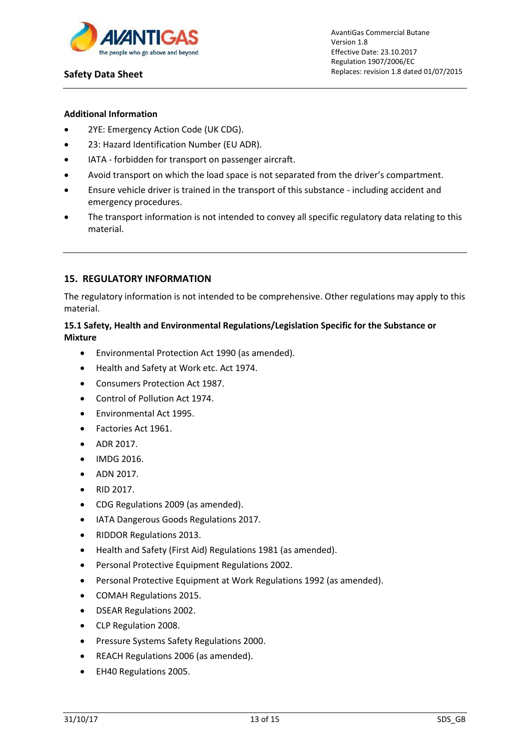**Additional Information**

- 2YE: Emergency Action Code (UK CDG).
- 23: Hazard Identification Number (EU ADR).
- IATA - forbidden for transport on passenger aircraft.
- Avoid transport on which the load space is not separated from the driver's compartment.
- Ensure vehicle driver is trained in the transport of this substance - including accident and emergency procedures.
- The transport information is not intended to convey all specific regulatory data relating to this material.

## 15. REGULATORY INFORMATION

The regulatory information is not intended to be comprehensive. Other regulations may apply to this material.

### 15.1 Safety, Health and Environmental Regulations/Legislation Specific for the Substance or Mixture

- Environmental Protection Act 1990 (as amended).
- Health and Safety at Work etc. Act 1974.
- Consumers Protection Act 1987.
- Control of Pollution Act 1974.
- Environmental Act 1995.
- Factories Act 1961.
- ADR 2017.
- IMDG 2016.
- ADN 2017.
- RID 2017.
- CDG Regulations 2009 (as amended).
- IATA Dangerous Goods Regulations 2017.
- RIDDOR Regulations 2013.
- Health and Safety (First Aid) Regulations 1981 (as amended).
- Personal Protective Equipment Regulations 2002.
- Personal Protective Equipment at Work Regulations 1992 (as amended).
- COMAH Regulations 2015.
- DSEAR Regulations 2002.
- CLP Regulation 2008.
- Pressure Systems Safety Regulations 2000.
- REACH Regulations 2006 (as amended).
- EH40 Regulations 2005.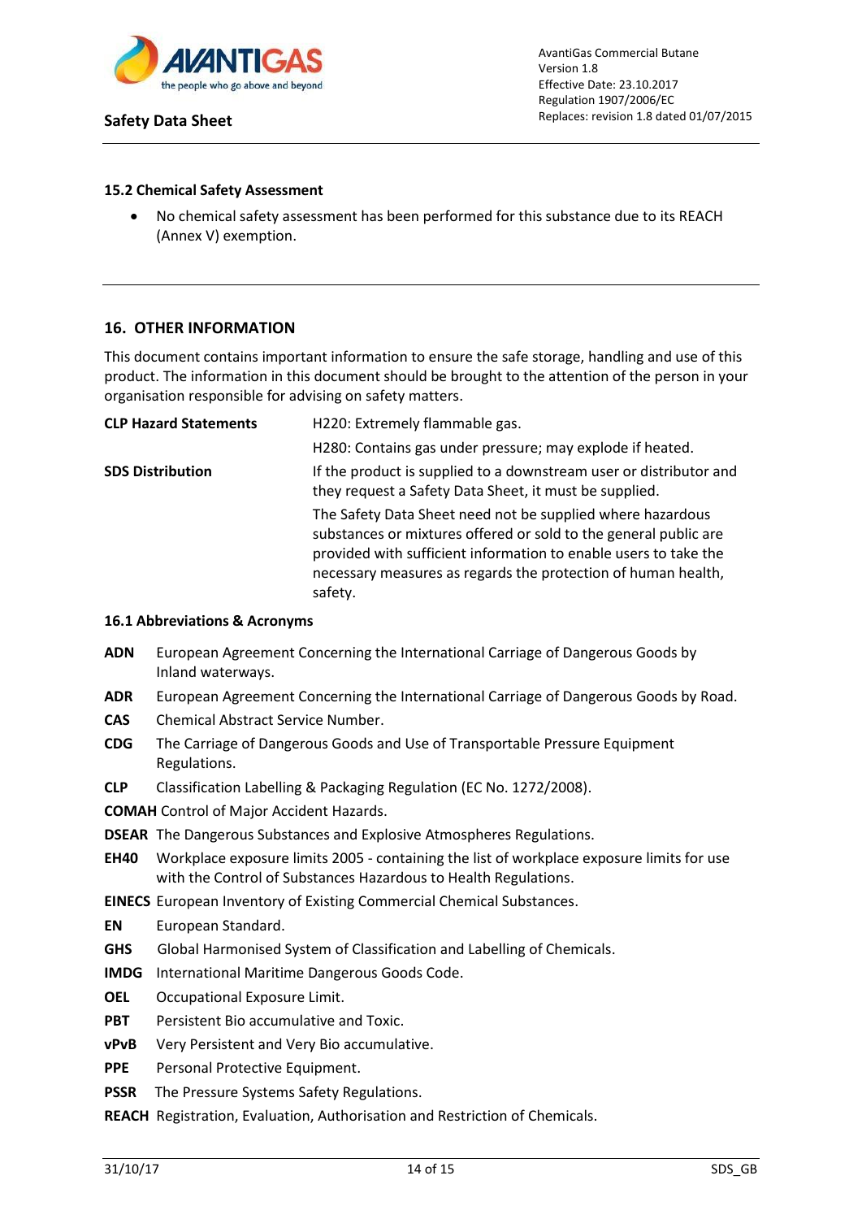### 15.2 Chemical Safety Assessment

- No chemical safety assessment has been performed for this substance due to its REACH (Annex V) exemption.

## 16. OTHER INFORMATION

This document contains important information to ensure the safe storage, handling and use of this product. The information in this document should be brought to the attention of the person in your organisation responsible for advising on safety matters.

| | |
|---|---|
| **CLP Hazard Statements** | H220: Extremely flammable gas. |
| | H280: Contains gas under pressure; may explode if heated. |
| **SDS Distribution** | If the product is supplied to a downstream user or distributor and they request a Safety Data Sheet, it must be supplied. |
| | The Safety Data Sheet need not be supplied where hazardous substances or mixtures offered or sold to the general public are provided with sufficient information to enable users to take the necessary measures as regards the protection of human health, safety. |

### 16.1 Abbreviations & Acronyms

**ADN** European Agreement Concerning the International Carriage of Dangerous Goods by Inland waterways.

**ADR** European Agreement Concerning the International Carriage of Dangerous Goods by Road.

**CAS** Chemical Abstract Service Number.

**CDG** The Carriage of Dangerous Goods and Use of Transportable Pressure Equipment Regulations.

**CLP** Classification Labelling & Packaging Regulation (EC No. 1272/2008).

**COMAH** Control of Major Accident Hazards.

**DSEAR** The Dangerous Substances and Explosive Atmospheres Regulations.

**EH40** Workplace exposure limits 2005 - containing the list of workplace exposure limits for use with the Control of Substances Hazardous to Health Regulations.

**EINECS** European Inventory of Existing Commercial Chemical Substances.

**EN** European Standard.

**GHS** Global Harmonised System of Classification and Labelling of Chemicals.

**IMDG** International Maritime Dangerous Goods Code.

**OEL** Occupational Exposure Limit.

**PBT** Persistent Bio accumulative and Toxic.

**vPvB** Very Persistent and Very Bio accumulative.

**PPE** Personal Protective Equipment.

**PSSR** The Pressure Systems Safety Regulations.

**REACH** Registration, Evaluation, Authorisation and Restriction of Chemicals.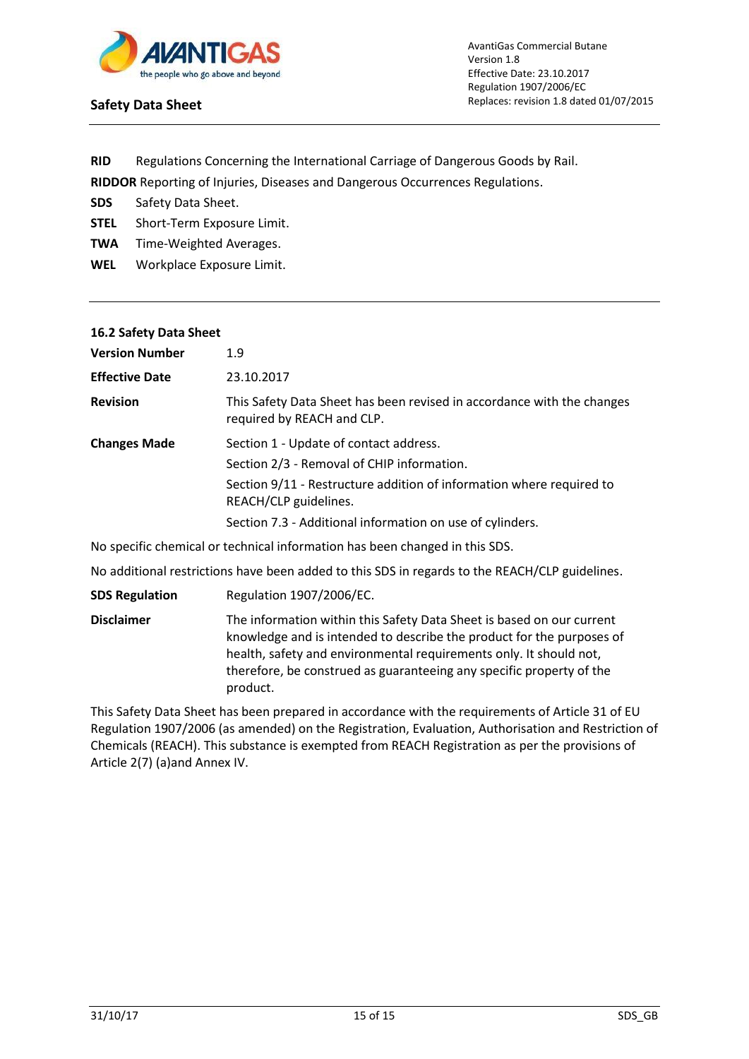**RID** Regulations Concerning the International Carriage of Dangerous Goods by Rail.

**RIDDOR** Reporting of Injuries, Diseases and Dangerous Occurrences Regulations.

**SDS** Safety Data Sheet.

**STEL** Short-Term Exposure Limit.

**TWA** Time-Weighted Averages.

**WEL** Workplace Exposure Limit.

---

**16.2 Safety Data Sheet**

| | |
|---|---|
| **Version Number** | 1.9 |
| **Effective Date** | 23.10.2017 |
| **Revision** | This Safety Data Sheet has been revised in accordance with the changes required by REACH and CLP. |
| **Changes Made** | Section 1 - Update of contact address.<br>Section 2/3 - Removal of CHIP information.<br>Section 9/11 - Restructure addition of information where required to REACH/CLP guidelines.<br>Section 7.3 - Additional information on use of cylinders. |

No specific chemical or technical information has been changed in this SDS.

No additional restrictions have been added to this SDS in regards to the REACH/CLP guidelines.

| | |
|---|---|
| **SDS Regulation** | Regulation 1907/2006/EC. |
| **Disclaimer** | The information within this Safety Data Sheet is based on our current knowledge and is intended to describe the product for the purposes of health, safety and environmental requirements only. It should not, therefore, be construed as guaranteeing any specific property of the product. |

This Safety Data Sheet has been prepared in accordance with the requirements of Article 31 of EU Regulation 1907/2006 (as amended) on the Registration, Evaluation, Authorisation and Restriction of Chemicals (REACH). This substance is exempted from REACH Registration as per the provisions of Article 2(7) (a)and Annex IV.